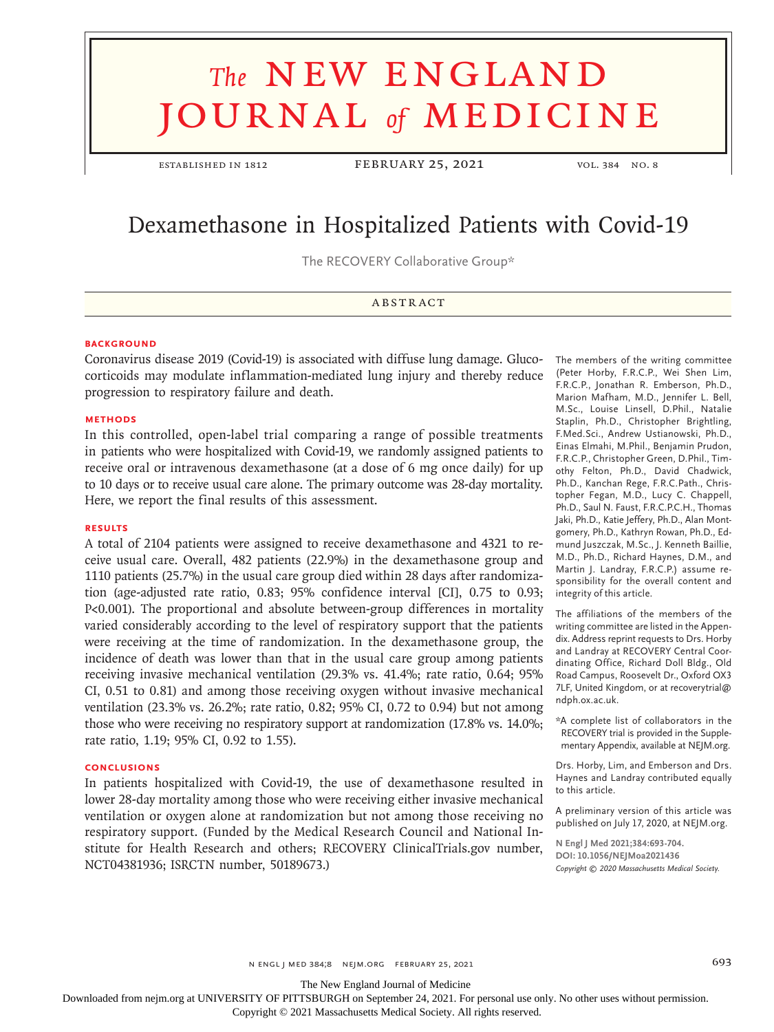# Dexamethasone in Hospitalized Patients with Covid-19

The RECOVERY Collaborative Group*

## ABSTRACT

### BACKGROUND

Coronavirus disease 2019 (Covid-19) is associated with diffuse lung damage. Glucocorticoids may modulate inflammation-mediated lung injury and thereby reduce progression to respiratory failure and death.

### METHODS

In this controlled, open-label trial comparing a range of possible treatments in patients who were hospitalized with Covid-19, we randomly assigned patients to receive oral or intravenous dexamethasone (at a dose of 6 mg once daily) for up to 10 days or to receive usual care alone. The primary outcome was 28-day mortality. Here, we report the final results of this assessment.

### RESULTS

A total of 2104 patients were assigned to receive dexamethasone and 4321 to receive usual care. Overall, 482 patients (22.9%) in the dexamethasone group and 1110 patients (25.7%) in the usual care group died within 28 days after randomization (age-adjusted rate ratio, 0.83; 95% confidence interval [CI], 0.75 to 0.93; P<0.001). The proportional and absolute between-group differences in mortality varied considerably according to the level of respiratory support that the patients were receiving at the time of randomization. In the dexamethasone group, the incidence of death was lower than that in the usual care group among patients receiving invasive mechanical ventilation (29.3% vs. 41.4%; rate ratio, 0.64; 95% CI, 0.51 to 0.81) and among those receiving oxygen without invasive mechanical ventilation (23.3% vs. 26.2%; rate ratio, 0.82; 95% CI, 0.72 to 0.94) but not among those who were receiving no respiratory support at randomization (17.8% vs. 14.0%; rate ratio, 1.19; 95% CI, 0.92 to 1.55).

### CONCLUSIONS

In patients hospitalized with Covid-19, the use of dexamethasone resulted in lower 28-day mortality among those who were receiving either invasive mechanical ventilation or oxygen alone at randomization but not among those receiving no respiratory support. (Funded by the Medical Research Council and National Institute for Health Research and others; RECOVERY ClinicalTrials.gov number, NCT04381936; ISRCTN number, 50189673.)

The members of the writing committee (Peter Horby, F.R.C.P., Wei Shen Lim, F.R.C.P., Jonathan R. Emberson, Ph.D., Marion Mafham, M.D., Jennifer L. Bell, M.Sc., Louise Linsell, D.Phil., Natalie Staplin, Ph.D., Christopher Brightling, F.Med.Sci., Andrew Ustianowski, Ph.D., Einas Elmahi, M.Phil., Benjamin Prudon, F.R.C.P., Christopher Green, D.Phil., Timothy Felton, Ph.D., David Chadwick, Ph.D., Kanchan Rege, F.R.C.Path., Christopher Fegan, M.D., Lucy C. Chappell, Ph.D., Saul N. Faust, F.R.C.P.C.H., Thomas Jaki, Ph.D., Katie Jeffery, Ph.D., Alan Montgomery, Ph.D., Kathryn Rowan, Ph.D., Edmund Juszczak, M.Sc., J. Kenneth Baillie, M.D., Ph.D., Richard Haynes, D.M., and Martin J. Landray, F.R.C.P.) assume responsibility for the overall content and integrity of this article.

The affiliations of the members of the writing committee are listed in the Appendix. Address reprint requests to Drs. Horby and Landray at RECOVERY Central Coordinating Office, Richard Doll Bldg., Old Road Campus, Roosevelt Dr., Oxford OX3 7LF, United Kingdom, or at recoverytrial@ndph.ox.ac.uk.

*A complete list of collaborators in the RECOVERY trial is provided in the Supplementary Appendix, available at NEJM.org.

Drs. Horby, Lim, and Emberson and Drs. Haynes and Landray contributed equally to this article.

A preliminary version of this article was published on July 17, 2020, at NEJM.org.

**N Engl J Med 2021;384:693-704.**
**DOI: 10.1056/NEJMoa2021436**
*Copyright © 2020 Massachusetts Medical Society.*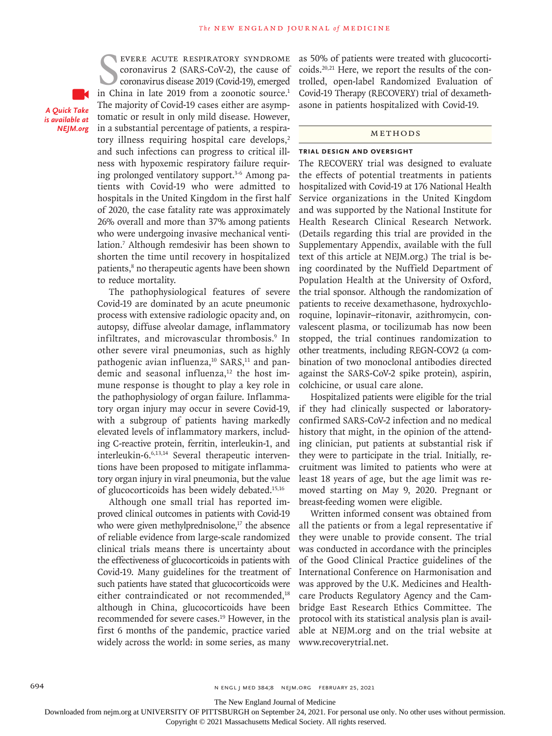Severe acute respiratory syndrome coronavirus 2 (SARS-CoV-2), the cause of coronavirus disease 2019 (Covid-19), emerged in China in late 2019 from a zoonotic source.[1] The majority of Covid-19 cases either are asymptomatic or result in only mild disease. However, in a substantial percentage of patients, a respiratory illness requiring hospital care develops,[2] and such infections can progress to critical illness with hypoxemic respiratory failure requiring prolonged ventilatory support.[3-6] Among patients with Covid-19 who were admitted to hospitals in the United Kingdom in the first half of 2020, the case fatality rate was approximately 26% overall and more than 37% among patients who were undergoing invasive mechanical ventilation.[7] Although remdesivir has been shown to shorten the time until recovery in hospitalized patients,[8] no therapeutic agents have been shown to reduce mortality.

*A Quick Take is available at NEJM.org*

The pathophysiological features of severe Covid-19 are dominated by an acute pneumonic process with extensive radiologic opacity and, on autopsy, diffuse alveolar damage, inflammatory infiltrates, and microvascular thrombosis.[9] In other severe viral pneumonias, such as highly pathogenic avian influenza,[10] SARS,[11] and pandemic and seasonal influenza,[12] the host immune response is thought to play a key role in the pathophysiology of organ failure. Inflammatory organ injury may occur in severe Covid-19, with a subgroup of patients having markedly elevated levels of inflammatory markers, including C-reactive protein, ferritin, interleukin-1, and interleukin-6.[6,13,14] Several therapeutic interventions have been proposed to mitigate inflammatory organ injury in viral pneumonia, but the value of glucocorticoids has been widely debated.[15,16]

Although one small trial has reported improved clinical outcomes in patients with Covid-19 who were given methylprednisolone,[17] the absence of reliable evidence from large-scale randomized clinical trials means there is uncertainty about the effectiveness of glucocorticoids in patients with Covid-19. Many guidelines for the treatment of such patients have stated that glucocorticoids were either contraindicated or not recommended,[18] although in China, glucocorticoids have been recommended for severe cases.[19] However, in the first 6 months of the pandemic, practice varied widely across the world: in some series, as many as 50% of patients were treated with glucocorticoids.[20,21] Here, we report the results of the controlled, open-label Randomized Evaluation of Covid-19 Therapy (RECOVERY) trial of dexamethasone in patients hospitalized with Covid-19.

## Methods

### Trial Design and Oversight

The RECOVERY trial was designed to evaluate the effects of potential treatments in patients hospitalized with Covid-19 at 176 National Health Service organizations in the United Kingdom and was supported by the National Institute for Health Research Clinical Research Network. (Details regarding this trial are provided in the Supplementary Appendix, available with the full text of this article at NEJM.org.) The trial is being coordinated by the Nuffield Department of Population Health at the University of Oxford, the trial sponsor. Although the randomization of patients to receive dexamethasone, hydroxychloroquine, lopinavir–ritonavir, azithromycin, convalescent plasma, or tocilizumab has now been stopped, the trial continues randomization to other treatments, including REGN-COV2 (a combination of two monoclonal antibodies directed against the SARS-CoV-2 spike protein), aspirin, colchicine, or usual care alone.

Hospitalized patients were eligible for the trial if they had clinically suspected or laboratory-confirmed SARS-CoV-2 infection and no medical history that might, in the opinion of the attending clinician, put patients at substantial risk if they were to participate in the trial. Initially, recruitment was limited to patients who were at least 18 years of age, but the age limit was removed starting on May 9, 2020. Pregnant or breast-feeding women were eligible.

Written informed consent was obtained from all the patients or from a legal representative if they were unable to provide consent. The trial was conducted in accordance with the principles of the Good Clinical Practice guidelines of the International Conference on Harmonisation and was approved by the U.K. Medicines and Healthcare Products Regulatory Agency and the Cambridge East Research Ethics Committee. The protocol with its statistical analysis plan is available at NEJM.org and on the trial website at www.recoverytrial.net.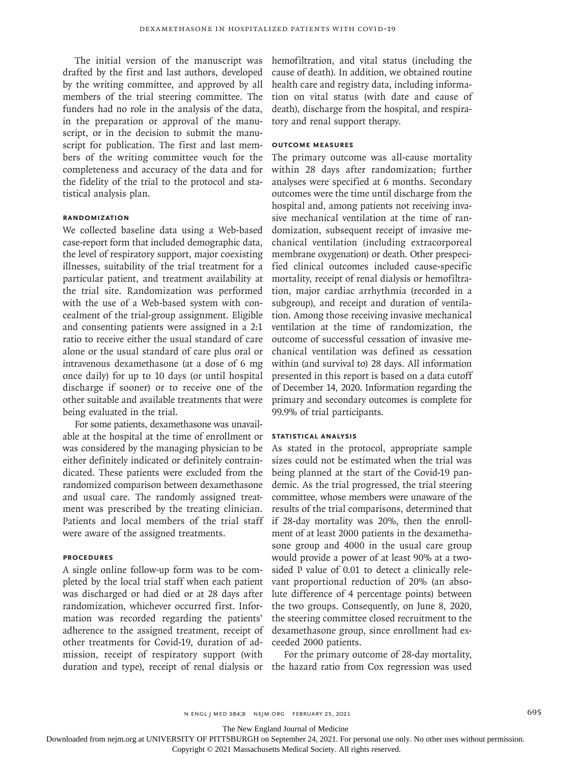The initial version of the manuscript was drafted by the first and last authors, developed by the writing committee, and approved by all members of the trial steering committee. The funders had no role in the analysis of the data, in the preparation or approval of the manuscript, or in the decision to submit the manuscript for publication. The first and last members of the writing committee vouch for the completeness and accuracy of the data and for the fidelity of the trial to the protocol and statistical analysis plan.

## Randomization

We collected baseline data using a Web-based case-report form that included demographic data, the level of respiratory support, major coexisting illnesses, suitability of the trial treatment for a particular patient, and treatment availability at the trial site. Randomization was performed with the use of a Web-based system with concealment of the trial-group assignment. Eligible and consenting patients were assigned in a 2:1 ratio to receive either the usual standard of care alone or the usual standard of care plus oral or intravenous dexamethasone (at a dose of 6 mg once daily) for up to 10 days (or until hospital discharge if sooner) or to receive one of the other suitable and available treatments that were being evaluated in the trial.

For some patients, dexamethasone was unavailable at the hospital at the time of enrollment or was considered by the managing physician to be either definitely indicated or definitely contraindicated. These patients were excluded from the randomized comparison between dexamethasone and usual care. The randomly assigned treatment was prescribed by the treating clinician. Patients and local members of the trial staff were aware of the assigned treatments.

## Procedures

A single online follow-up form was to be completed by the local trial staff when each patient was discharged or had died or at 28 days after randomization, whichever occurred first. Information was recorded regarding the patients' adherence to the assigned treatment, receipt of other treatments for Covid-19, duration of admission, receipt of respiratory support (with duration and type), receipt of renal dialysis or hemofiltration, and vital status (including the cause of death). In addition, we obtained routine health care and registry data, including information on vital status (with date and cause of death), discharge from the hospital, and respiratory and renal support therapy.

## Outcome Measures

The primary outcome was all-cause mortality within 28 days after randomization; further analyses were specified at 6 months. Secondary outcomes were the time until discharge from the hospital and, among patients not receiving invasive mechanical ventilation at the time of randomization, subsequent receipt of invasive mechanical ventilation (including extracorporeal membrane oxygenation) or death. Other prespecified clinical outcomes included cause-specific mortality, receipt of renal dialysis or hemofiltration, major cardiac arrhythmia (recorded in a subgroup), and receipt and duration of ventilation. Among those receiving invasive mechanical ventilation at the time of randomization, the outcome of successful cessation of invasive mechanical ventilation was defined as cessation within (and survival to) 28 days. All information presented in this report is based on a data cutoff of December 14, 2020. Information regarding the primary and secondary outcomes is complete for 99.9% of trial participants.

## Statistical Analysis

As stated in the protocol, appropriate sample sizes could not be estimated when the trial was being planned at the start of the Covid-19 pandemic. As the trial progressed, the trial steering committee, whose members were unaware of the results of the trial comparisons, determined that if 28-day mortality was 20%, then the enrollment of at least 2000 patients in the dexamethasone group and 4000 in the usual care group would provide a power of at least 90% at a two-sided P value of 0.01 to detect a clinically relevant proportional reduction of 20% (an absolute difference of 4 percentage points) between the two groups. Consequently, on June 8, 2020, the steering committee closed recruitment to the dexamethasone group, since enrollment had exceeded 2000 patients.

For the primary outcome of 28-day mortality, the hazard ratio from Cox regression was used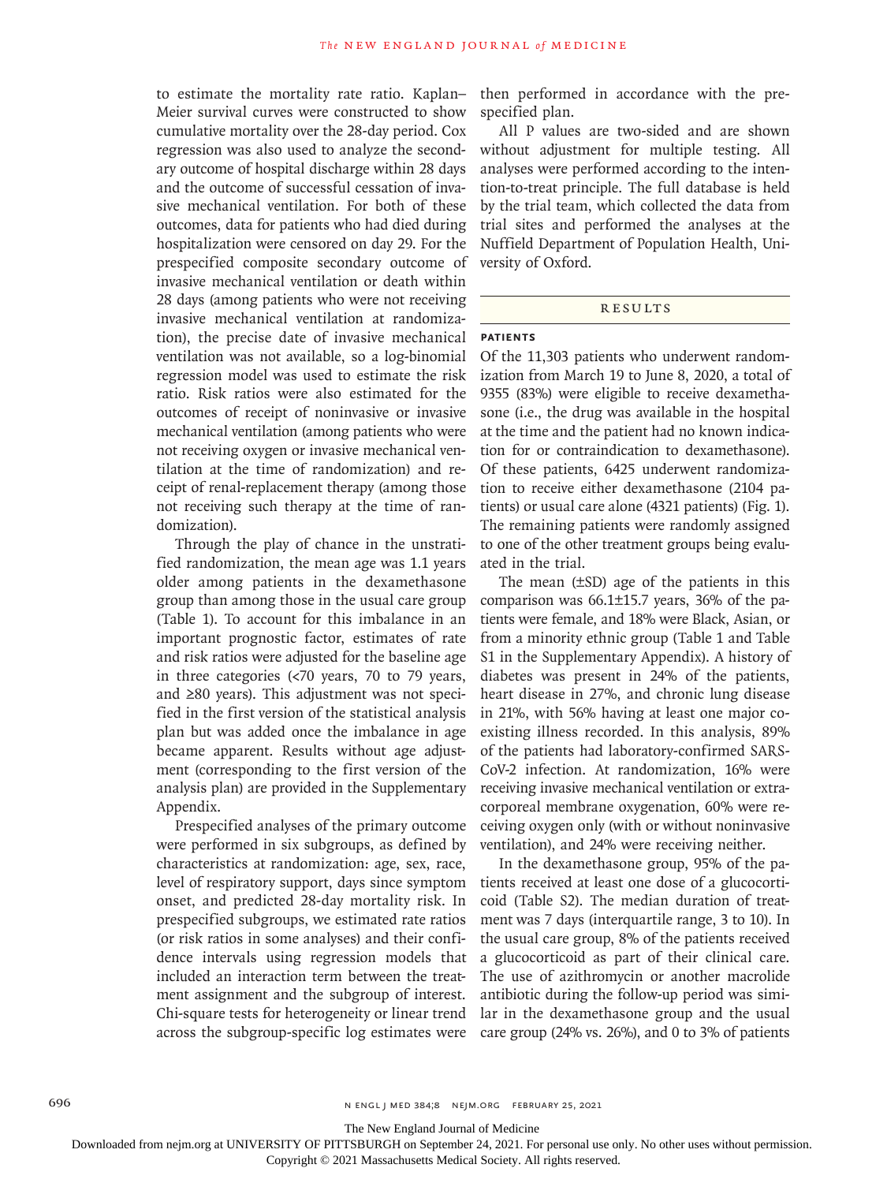to estimate the mortality rate ratio. Kaplan–Meier survival curves were constructed to show cumulative mortality over the 28-day period. Cox regression was also used to analyze the secondary outcome of hospital discharge within 28 days and the outcome of successful cessation of invasive mechanical ventilation. For both of these outcomes, data for patients who had died during hospitalization were censored on day 29. For the prespecified composite secondary outcome of invasive mechanical ventilation or death within 28 days (among patients who were not receiving invasive mechanical ventilation at randomization), the precise date of invasive mechanical ventilation was not available, so a log-binomial regression model was used to estimate the risk ratio. Risk ratios were also estimated for the outcomes of receipt of noninvasive or invasive mechanical ventilation (among patients who were not receiving oxygen or invasive mechanical ventilation at the time of randomization) and receipt of renal-replacement therapy (among those not receiving such therapy at the time of randomization).

Through the play of chance in the unstratified randomization, the mean age was 1.1 years older among patients in the dexamethasone group than among those in the usual care group (Table 1). To account for this imbalance in an important prognostic factor, estimates of rate and risk ratios were adjusted for the baseline age in three categories (<70 years, 70 to 79 years, and ≥80 years). This adjustment was not specified in the first version of the statistical analysis plan but was added once the imbalance in age became apparent. Results without age adjustment (corresponding to the first version of the analysis plan) are provided in the Supplementary Appendix.

Prespecified analyses of the primary outcome were performed in six subgroups, as defined by characteristics at randomization: age, sex, race, level of respiratory support, days since symptom onset, and predicted 28-day mortality risk. In prespecified subgroups, we estimated rate ratios (or risk ratios in some analyses) and their confidence intervals using regression models that included an interaction term between the treatment assignment and the subgroup of interest. Chi-square tests for heterogeneity or linear trend across the subgroup-specific log estimates were then performed in accordance with the prespecified plan.

All P values are two-sided and are shown without adjustment for multiple testing. All analyses were performed according to the intention-to-treat principle. The full database is held by the trial team, which collected the data from trial sites and performed the analyses at the Nuffield Department of Population Health, University of Oxford.

## RESULTS

### PATIENTS

Of the 11,303 patients who underwent randomization from March 19 to June 8, 2020, a total of 9355 (83%) were eligible to receive dexamethasone (i.e., the drug was available in the hospital at the time and the patient had no known indication for or contraindication to dexamethasone). Of these patients, 6425 underwent randomization to receive either dexamethasone (2104 patients) or usual care alone (4321 patients) (Fig. 1). The remaining patients were randomly assigned to one of the other treatment groups being evaluated in the trial.

The mean (±SD) age of the patients in this comparison was 66.1±15.7 years, 36% of the patients were female, and 18% were Black, Asian, or from a minority ethnic group (Table 1 and Table S1 in the Supplementary Appendix). A history of diabetes was present in 24% of the patients, heart disease in 27%, and chronic lung disease in 21%, with 56% having at least one major coexisting illness recorded. In this analysis, 89% of the patients had laboratory-confirmed SARS-CoV-2 infection. At randomization, 16% were receiving invasive mechanical ventilation or extracorporeal membrane oxygenation, 60% were receiving oxygen only (with or without noninvasive ventilation), and 24% were receiving neither.

In the dexamethasone group, 95% of the patients received at least one dose of a glucocorticoid (Table S2). The median duration of treatment was 7 days (interquartile range, 3 to 10). In the usual care group, 8% of the patients received a glucocorticoid as part of their clinical care. The use of azithromycin or another macrolide antibiotic during the follow-up period was similar in the dexamethasone group and the usual care group (24% vs. 26%), and 0 to 3% of patients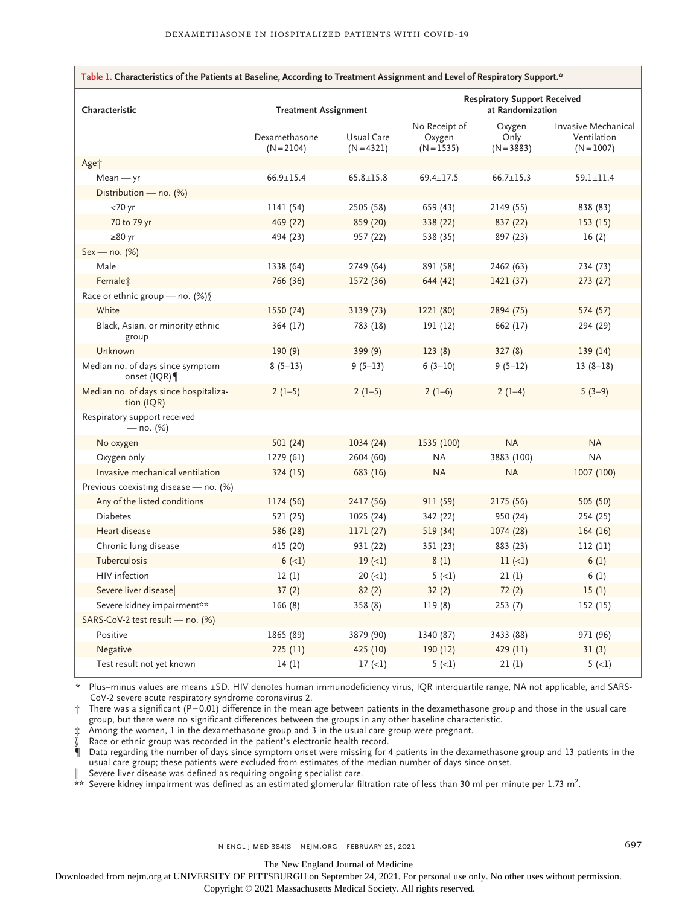**Table 1. Characteristics of the Patients at Baseline, According to Treatment Assignment and Level of Respiratory Support.***

| Characteristic | Treatment Assignment | | Respiratory Support Received at Randomization | | |
|---|---|---|---|---|---|
| | Dexamethasone (N=2104) | Usual Care (N=4321) | No Receipt of Oxygen (N=1535) | Oxygen Only (N=3883) | Invasive Mechanical Ventilation (N=1007) |
| **Age†** | | | | | |
| Mean — yr | 66.9±15.4 | 65.8±15.8 | 69.4±17.5 | 66.7±15.3 | 59.1±11.4 |
| Distribution — no. (%) | | | | | |
| <70 yr | 1141 (54) | 2505 (58) | 659 (43) | 2149 (55) | 838 (83) |
| 70 to 79 yr | 469 (22) | 859 (20) | 338 (22) | 837 (22) | 153 (15) |
| ≥80 yr | 494 (23) | 957 (22) | 538 (35) | 897 (23) | 16 (2) |
| **Sex — no. (%)** | | | | | |
| Male | 1338 (64) | 2749 (64) | 891 (58) | 2462 (63) | 734 (73) |
| Female‡ | 766 (36) | 1572 (36) | 644 (42) | 1421 (37) | 273 (27) |
| **Race or ethnic group — no. (%)§** | | | | | |
| White | 1550 (74) | 3139 (73) | 1221 (80) | 2894 (75) | 574 (57) |
| Black, Asian, or minority ethnic group | 364 (17) | 783 (18) | 191 (12) | 662 (17) | 294 (29) |
| Unknown | 190 (9) | 399 (9) | 123 (8) | 327 (8) | 139 (14) |
| Median no. of days since symptom onset (IQR)¶ | 8 (5–13) | 9 (5–13) | 6 (3–10) | 9 (5–12) | 13 (8–18) |
| Median no. of days since hospitalization (IQR) | 2 (1–5) | 2 (1–5) | 2 (1–6) | 2 (1–4) | 5 (3–9) |
| **Respiratory support received — no. (%)** | | | | | |
| No oxygen | 501 (24) | 1034 (24) | 1535 (100) | NA | NA |
| Oxygen only | 1279 (61) | 2604 (60) | NA | 3883 (100) | NA |
| Invasive mechanical ventilation | 324 (15) | 683 (16) | NA | NA | 1007 (100) |
| **Previous coexisting disease — no. (%)** | | | | | |
| Any of the listed conditions | 1174 (56) | 2417 (56) | 911 (59) | 2175 (56) | 505 (50) |
| Diabetes | 521 (25) | 1025 (24) | 342 (22) | 950 (24) | 254 (25) |
| Heart disease | 586 (28) | 1171 (27) | 519 (34) | 1074 (28) | 164 (16) |
| Chronic lung disease | 415 (20) | 931 (22) | 351 (23) | 883 (23) | 112 (11) |
| Tuberculosis | 6 (<1) | 19 (<1) | 8 (1) | 11 (<1) | 6 (1) |
| HIV infection | 12 (1) | 20 (<1) | 5 (<1) | 21 (1) | 6 (1) |
| Severe liver disease‖ | 37 (2) | 82 (2) | 32 (2) | 72 (2) | 15 (1) |
| Severe kidney impairment** | 166 (8) | 358 (8) | 119 (8) | 253 (7) | 152 (15) |
| **SARS-CoV-2 test result — no. (%)** | | | | | |
| Positive | 1865 (89) | 3879 (90) | 1340 (87) | 3433 (88) | 971 (96) |
| Negative | 225 (11) | 425 (10) | 190 (12) | 429 (11) | 31 (3) |
| Test result not yet known | 14 (1) | 17 (<1) | 5 (<1) | 21 (1) | 5 (<1) |

\* Plus–minus values are means ±SD. HIV denotes human immunodeficiency virus, IQR interquartile range, NA not applicable, and SARS-CoV-2 severe acute respiratory syndrome coronavirus 2.

† There was a significant (P=0.01) difference in the mean age between patients in the dexamethasone group and those in the usual care group, but there were no significant differences between the groups in any other baseline characteristic.

‡ Among the women, 1 in the dexamethasone group and 3 in the usual care group were pregnant.

§ Race or ethnic group was recorded in the patient's electronic health record.

¶ Data regarding the number of days since symptom onset were missing for 4 patients in the dexamethasone group and 13 patients in the usual care group; these patients were excluded from estimates of the median number of days since onset.

‖ Severe liver disease was defined as requiring ongoing specialist care.

\*\* Severe kidney impairment was defined as an estimated glomerular filtration rate of less than 30 ml per minute per 1.73 $m^2$.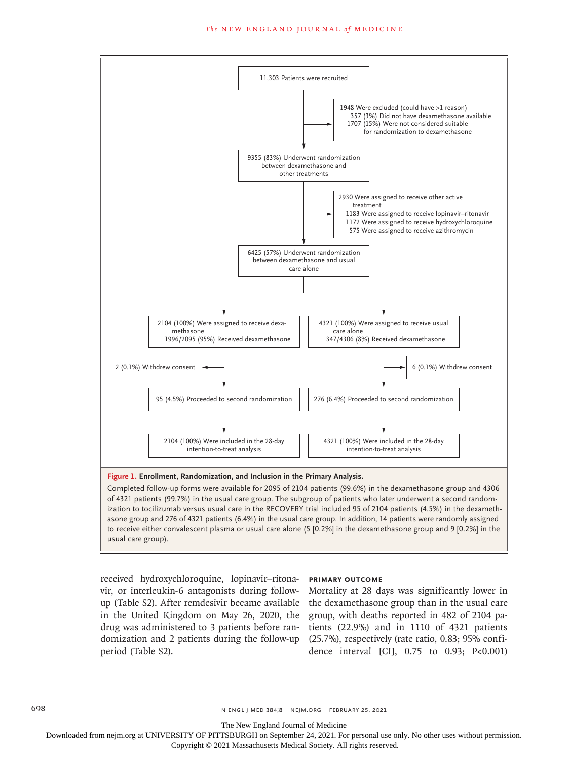11,303 Patients were recruited

1948 Were excluded (could have >1 reason)
- 357 (3%) Did not have dexamethasone available
- 1707 (15%) Were not considered suitable for randomization to dexamethasone

9355 (83%) Underwent randomization between dexamethasone and other treatments

2930 Were assigned to receive other active treatment
- 1183 Were assigned to receive lopinavir–ritonavir
- 1172 Were assigned to receive hydroxychloroquine
- 575 Were assigned to receive azithromycin

6425 (57%) Underwent randomization between dexamethasone and usual care alone

2104 (100%) Were assigned to receive dexamethasone
1996/2095 (95%) Received dexamethasone

4321 (100%) Were assigned to receive usual care alone
347/4306 (8%) Received dexamethasone

2 (0.1%) Withdrew consent

6 (0.1%) Withdrew consent

95 (4.5%) Proceeded to second randomization

276 (6.4%) Proceeded to second randomization

2104 (100%) Were included in the 28-day intention-to-treat analysis

4321 (100%) Were included in the 28-day intention-to-treat analysis

**Figure 1. Enrollment, Randomization, and Inclusion in the Primary Analysis.**

Completed follow-up forms were available for 2095 of 2104 patients (99.6%) in the dexamethasone group and 4306 of 4321 patients (99.7%) in the usual care group. The subgroup of patients who later underwent a second randomization to tocilizumab versus usual care in the RECOVERY trial included 95 of 2104 patients (4.5%) in the dexamethasone group and 276 of 4321 patients (6.4%) in the usual care group. In addition, 14 patients were randomly assigned to receive either convalescent plasma or usual care alone (5 [0.2%] in the dexamethasone group and 9 [0.2%] in the usual care group).

received hydroxychloroquine, lopinavir–ritonavir, or interleukin-6 antagonists during follow-up (Table S2). After remdesivir became available in the United Kingdom on May 26, 2020, the drug was administered to 3 patients before randomization and 2 patients during the follow-up period (Table S2).

### Primary Outcome

Mortality at 28 days was significantly lower in the dexamethasone group than in the usual care group, with deaths reported in 482 of 2104 patients (22.9%) and in 1110 of 4321 patients (25.7%), respectively (rate ratio, 0.83; 95% confidence interval [CI], 0.75 to 0.93; P<0.001)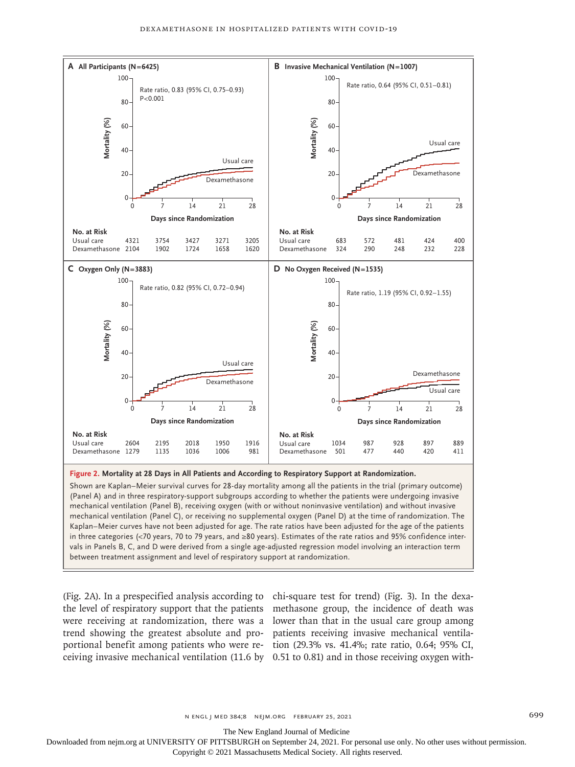**A All Participants (N=6425)**

Rate ratio, 0.83 (95% CI, 0.75–0.93)
P<0.001

No. at Risk

| | 0 | 7 | 14 | 21 | 28 |
|---|---|---|---|---|---|
| Usual care | 4321 | 3754 | 3427 | 3271 | 3205 |
| Dexamethasone | 2104 | 1902 | 1724 | 1658 | 1620 |

**B Invasive Mechanical Ventilation (N=1007)**

Rate ratio, 0.64 (95% CI, 0.51–0.81)

No. at Risk

| | 0 | 7 | 14 | 21 | 28 |
|---|---|---|---|---|---|
| Usual care | 683 | 572 | 481 | 424 | 400 |
| Dexamethasone | 324 | 290 | 248 | 232 | 228 |

**C Oxygen Only (N=3883)**

Rate ratio, 0.82 (95% CI, 0.72–0.94)

No. at Risk

| | 0 | 7 | 14 | 21 | 28 |
|---|---|---|---|---|---|
| Usual care | 2604 | 2195 | 2018 | 1950 | 1916 |
| Dexamethasone | 1279 | 1135 | 1036 | 1006 | 981 |

**D No Oxygen Received (N=1535)**

Rate ratio, 1.19 (95% CI, 0.92–1.55)

No. at Risk

| | 0 | 7 | 14 | 21 | 28 |
|---|---|---|---|---|---|
| Usual care | 1034 | 987 | 928 | 897 | 889 |
| Dexamethasone | 501 | 477 | 440 | 420 | 411 |

**Figure 2. Mortality at 28 Days in All Patients and According to Respiratory Support at Randomization.**

Shown are Kaplan–Meier survival curves for 28-day mortality among all the patients in the trial (primary outcome) (Panel A) and in three respiratory-support subgroups according to whether the patients were undergoing invasive mechanical ventilation (Panel B), receiving oxygen (with or without noninvasive ventilation) and without invasive mechanical ventilation (Panel C), or receiving no supplemental oxygen (Panel D) at the time of randomization. The Kaplan–Meier curves have not been adjusted for age. The rate ratios have been adjusted for the age of the patients in three categories (<70 years, 70 to 79 years, and ≥80 years). Estimates of the rate ratios and 95% confidence intervals in Panels B, C, and D were derived from a single age-adjusted regression model involving an interaction term between treatment assignment and level of respiratory support at randomization.

(Fig. 2A). In a prespecified analysis according to the level of respiratory support that the patients were receiving at randomization, there was a trend showing the greatest absolute and proportional benefit among patients who were receiving invasive mechanical ventilation (11.6 by chi-square test for trend) (Fig. 3). In the dexamethasone group, the incidence of death was lower than that in the usual care group among patients receiving invasive mechanical ventilation (29.3% vs. 41.4%; rate ratio, 0.64; 95% CI, 0.51 to 0.81) and in those receiving oxygen with-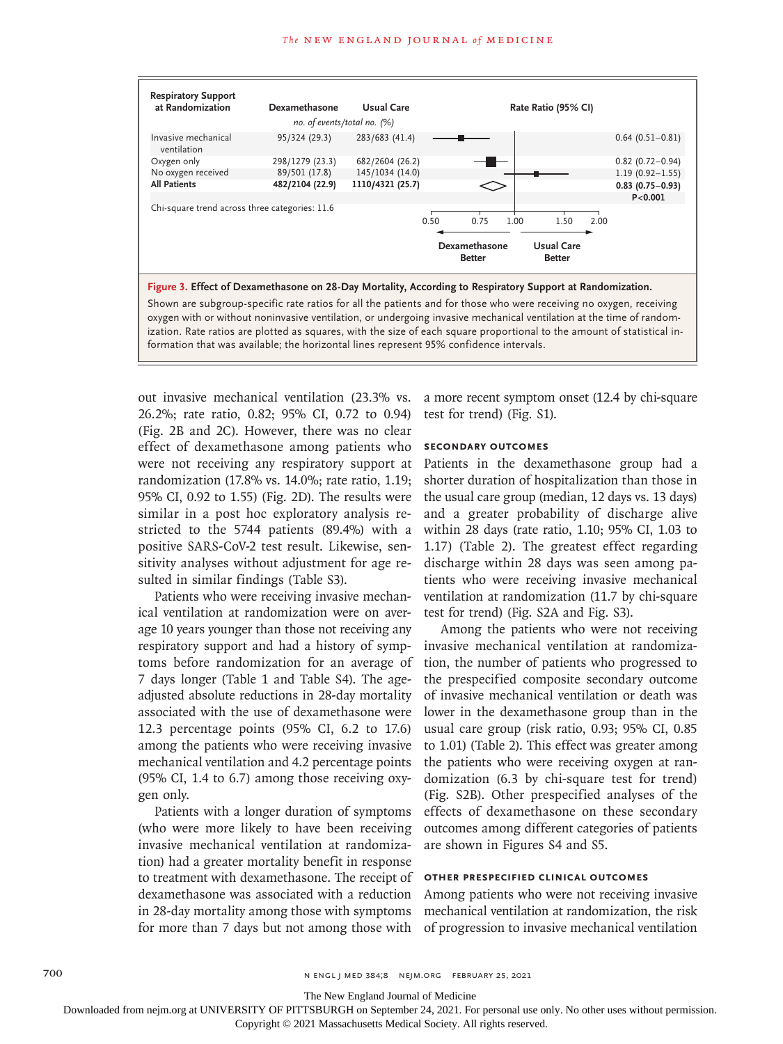| Respiratory Support at Randomization | Dexamethasone | Usual Care | Rate Ratio (95% CI) |
|---|---|---|---|
| | *no. of events/total no. (%)* | | |
| Invasive mechanical ventilation | 95/324 (29.3) | 283/683 (41.4) | 0.64 (0.51–0.81) |
| Oxygen only | 298/1279 (23.3) | 682/2604 (26.2) | 0.82 (0.72–0.94) |
| No oxygen received | 89/501 (17.8) | 145/1034 (14.0) | 1.19 (0.92–1.55) |
| **All Patients** | **482/2104 (22.9)** | **1110/4321 (25.7)** | **0.83 (0.75–0.93)** **P<0.001** |

Chi-square trend across three categories: 11.6

**Figure 3. Effect of Dexamethasone on 28-Day Mortality, According to Respiratory Support at Randomization.**

Shown are subgroup-specific rate ratios for all the patients and for those who were receiving no oxygen, receiving oxygen with or without noninvasive ventilation, or undergoing invasive mechanical ventilation at the time of randomization. Rate ratios are plotted as squares, with the size of each square proportional to the amount of statistical information that was available; the horizontal lines represent 95% confidence intervals.

out invasive mechanical ventilation (23.3% vs. 26.2%; rate ratio, 0.82; 95% CI, 0.72 to 0.94) (Fig. 2B and 2C). However, there was no clear effect of dexamethasone among patients who were not receiving any respiratory support at randomization (17.8% vs. 14.0%; rate ratio, 1.19; 95% CI, 0.92 to 1.55) (Fig. 2D). The results were similar in a post hoc exploratory analysis restricted to the 5744 patients (89.4%) with a positive SARS-CoV-2 test result. Likewise, sensitivity analyses without adjustment for age resulted in similar findings (Table S3).

Patients who were receiving invasive mechanical ventilation at randomization were on average 10 years younger than those not receiving any respiratory support and had a history of symptoms before randomization for an average of 7 days longer (Table 1 and Table S4). The age-adjusted absolute reductions in 28-day mortality associated with the use of dexamethasone were 12.3 percentage points (95% CI, 6.2 to 17.6) among the patients who were receiving invasive mechanical ventilation and 4.2 percentage points (95% CI, 1.4 to 6.7) among those receiving oxygen only.

Patients with a longer duration of symptoms (who were more likely to have been receiving invasive mechanical ventilation at randomization) had a greater mortality benefit in response to treatment with dexamethasone. The receipt of dexamethasone was associated with a reduction in 28-day mortality among those with symptoms for more than 7 days but not among those with a more recent symptom onset (12.4 by chi-square test for trend) (Fig. S1).

### Secondary Outcomes

Patients in the dexamethasone group had a shorter duration of hospitalization than those in the usual care group (median, 12 days vs. 13 days) and a greater probability of discharge alive within 28 days (rate ratio, 1.10; 95% CI, 1.03 to 1.17) (Table 2). The greatest effect regarding discharge within 28 days was seen among patients who were receiving invasive mechanical ventilation at randomization (11.7 by chi-square test for trend) (Fig. S2A and Fig. S3).

Among the patients who were not receiving invasive mechanical ventilation at randomization, the number of patients who progressed to the prespecified composite secondary outcome of invasive mechanical ventilation or death was lower in the dexamethasone group than in the usual care group (risk ratio, 0.93; 95% CI, 0.85 to 1.01) (Table 2). This effect was greater among the patients who were receiving oxygen at randomization (6.3 by chi-square test for trend) (Fig. S2B). Other prespecified analyses of the effects of dexamethasone on these secondary outcomes among different categories of patients are shown in Figures S4 and S5.

### Other Prespecified Clinical Outcomes

Among patients who were not receiving invasive mechanical ventilation at randomization, the risk of progression to invasive mechanical ventilation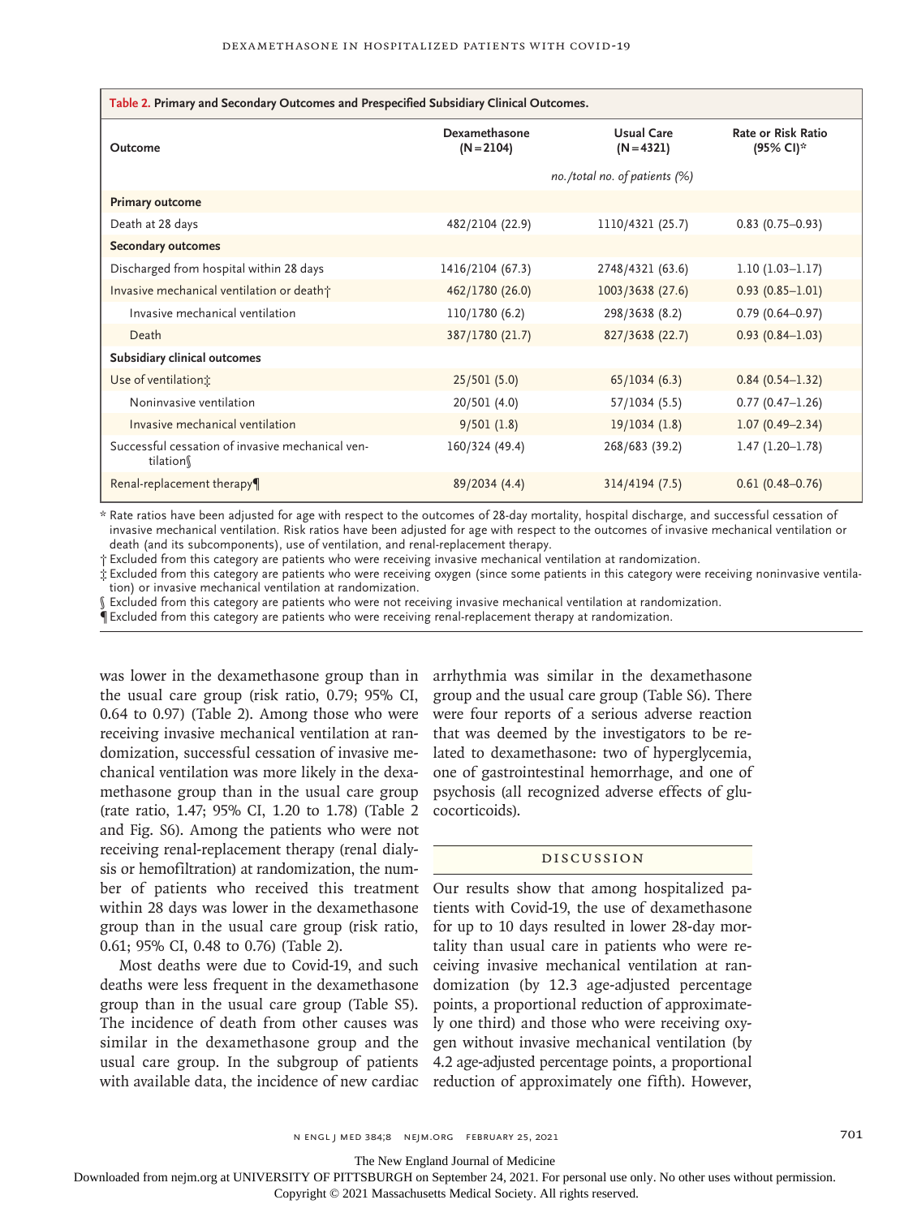**Table 2. Primary and Secondary Outcomes and Prespecified Subsidiary Clinical Outcomes.**

| Outcome | Dexamethasone (N=2104) | Usual Care (N=4321) | Rate or Risk Ratio (95% CI)* |
|---|---|---|---|
| | *no./total no. of patients (%)* | | |
| **Primary outcome** | | | |
| Death at 28 days | 482/2104 (22.9) | 1110/4321 (25.7) | 0.83 (0.75–0.93) |
| **Secondary outcomes** | | | |
| Discharged from hospital within 28 days | 1416/2104 (67.3) | 2748/4321 (63.6) | 1.10 (1.03–1.17) |
| Invasive mechanical ventilation or death† | 462/1780 (26.0) | 1003/3638 (27.6) | 0.93 (0.85–1.01) |
| Invasive mechanical ventilation | 110/1780 (6.2) | 298/3638 (8.2) | 0.79 (0.64–0.97) |
| Death | 387/1780 (21.7) | 827/3638 (22.7) | 0.93 (0.84–1.03) |
| **Subsidiary clinical outcomes** | | | |
| Use of ventilation‡ | 25/501 (5.0) | 65/1034 (6.3) | 0.84 (0.54–1.32) |
| Noninvasive ventilation | 20/501 (4.0) | 57/1034 (5.5) | 0.77 (0.47–1.26) |
| Invasive mechanical ventilation | 9/501 (1.8) | 19/1034 (1.8) | 1.07 (0.49–2.34) |
| Successful cessation of invasive mechanical ventilation§ | 160/324 (49.4) | 268/683 (39.2) | 1.47 (1.20–1.78) |
| Renal-replacement therapy¶ | 89/2034 (4.4) | 314/4194 (7.5) | 0.61 (0.48–0.76) |

\* Rate ratios have been adjusted for age with respect to the outcomes of 28-day mortality, hospital discharge, and successful cessation of invasive mechanical ventilation. Risk ratios have been adjusted for age with respect to the outcomes of invasive mechanical ventilation or death (and its subcomponents), use of ventilation, and renal-replacement therapy.

† Excluded from this category are patients who were receiving invasive mechanical ventilation at randomization.

‡ Excluded from this category are patients who were receiving oxygen (since some patients in this category were receiving noninvasive ventilation) or invasive mechanical ventilation at randomization.

§ Excluded from this category are patients who were not receiving invasive mechanical ventilation at randomization.

¶ Excluded from this category are patients who were receiving renal-replacement therapy at randomization.

was lower in the dexamethasone group than in the usual care group (risk ratio, 0.79; 95% CI, 0.64 to 0.97) (Table 2). Among those who were receiving invasive mechanical ventilation at randomization, successful cessation of invasive mechanical ventilation was more likely in the dexamethasone group than in the usual care group (rate ratio, 1.47; 95% CI, 1.20 to 1.78) (Table 2 and Fig. S6). Among the patients who were not receiving renal-replacement therapy (renal dialysis or hemofiltration) at randomization, the number of patients who received this treatment within 28 days was lower in the dexamethasone group than in the usual care group (risk ratio, 0.61; 95% CI, 0.48 to 0.76) (Table 2).

Most deaths were due to Covid-19, and such deaths were less frequent in the dexamethasone group than in the usual care group (Table S5). The incidence of death from other causes was similar in the dexamethasone group and the usual care group. In the subgroup of patients with available data, the incidence of new cardiac arrhythmia was similar in the dexamethasone group and the usual care group (Table S6). There were four reports of a serious adverse reaction that was deemed by the investigators to be related to dexamethasone: two of hyperglycemia, one of gastrointestinal hemorrhage, and one of psychosis (all recognized adverse effects of glucocorticoids).

## Discussion

Our results show that among hospitalized patients with Covid-19, the use of dexamethasone for up to 10 days resulted in lower 28-day mortality than usual care in patients who were receiving invasive mechanical ventilation at randomization (by 12.3 age-adjusted percentage points, a proportional reduction of approximately one third) and those who were receiving oxygen without invasive mechanical ventilation (by 4.2 age-adjusted percentage points, a proportional reduction of approximately one fifth). However,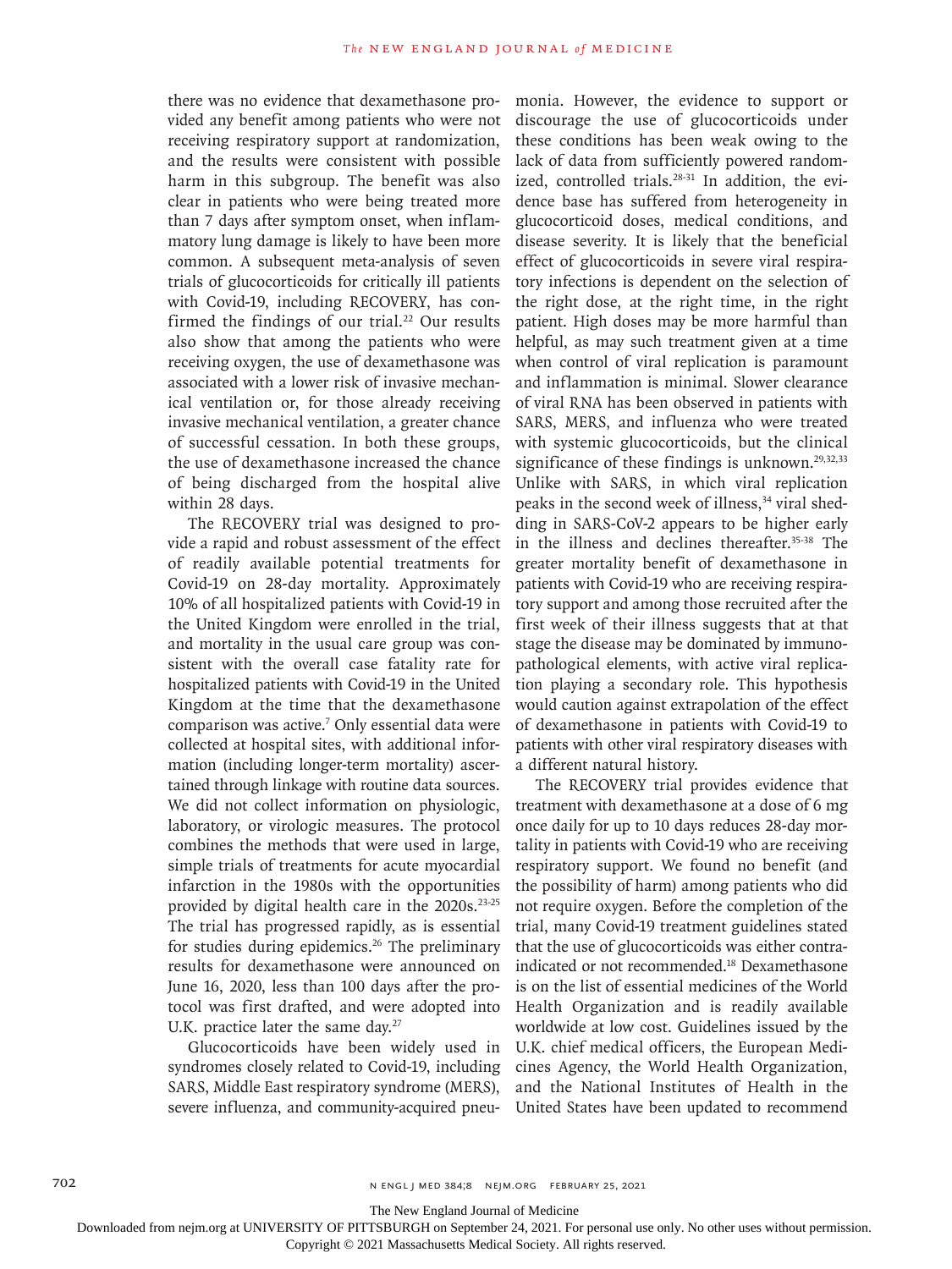there was no evidence that dexamethasone provided any benefit among patients who were not receiving respiratory support at randomization, and the results were consistent with possible harm in this subgroup. The benefit was also clear in patients who were being treated more than 7 days after symptom onset, when inflammatory lung damage is likely to have been more common. A subsequent meta-analysis of seven trials of glucocorticoids for critically ill patients with Covid-19, including RECOVERY, has confirmed the findings of our trial.[22] Our results also show that among the patients who were receiving oxygen, the use of dexamethasone was associated with a lower risk of invasive mechanical ventilation or, for those already receiving invasive mechanical ventilation, a greater chance of successful cessation. In both these groups, the use of dexamethasone increased the chance of being discharged from the hospital alive within 28 days.

The RECOVERY trial was designed to provide a rapid and robust assessment of the effect of readily available potential treatments for Covid-19 on 28-day mortality. Approximately 10% of all hospitalized patients with Covid-19 in the United Kingdom were enrolled in the trial, and mortality in the usual care group was consistent with the overall case fatality rate for hospitalized patients with Covid-19 in the United Kingdom at the time that the dexamethasone comparison was active.[7] Only essential data were collected at hospital sites, with additional information (including longer-term mortality) ascertained through linkage with routine data sources. We did not collect information on physiologic, laboratory, or virologic measures. The protocol combines the methods that were used in large, simple trials of treatments for acute myocardial infarction in the 1980s with the opportunities provided by digital health care in the 2020s.[23-25] The trial has progressed rapidly, as is essential for studies during epidemics.[26] The preliminary results for dexamethasone were announced on June 16, 2020, less than 100 days after the protocol was first drafted, and were adopted into U.K. practice later the same day.[27]

Glucocorticoids have been widely used in syndromes closely related to Covid-19, including SARS, Middle East respiratory syndrome (MERS), severe influenza, and community-acquired pneumonia. However, the evidence to support or discourage the use of glucocorticoids under these conditions has been weak owing to the lack of data from sufficiently powered randomized, controlled trials.[28-31] In addition, the evidence base has suffered from heterogeneity in glucocorticoid doses, medical conditions, and disease severity. It is likely that the beneficial effect of glucocorticoids in severe viral respiratory infections is dependent on the selection of the right dose, at the right time, in the right patient. High doses may be more harmful than helpful, as may such treatment given at a time when control of viral replication is paramount and inflammation is minimal. Slower clearance of viral RNA has been observed in patients with SARS, MERS, and influenza who were treated with systemic glucocorticoids, but the clinical significance of these findings is unknown.[29,32,33] Unlike with SARS, in which viral replication peaks in the second week of illness,[34] viral shedding in SARS-CoV-2 appears to be higher early in the illness and declines thereafter.[35-38] The greater mortality benefit of dexamethasone in patients with Covid-19 who are receiving respiratory support and among those recruited after the first week of their illness suggests that at that stage the disease may be dominated by immunopathological elements, with active viral replication playing a secondary role. This hypothesis would caution against extrapolation of the effect of dexamethasone in patients with Covid-19 to patients with other viral respiratory diseases with a different natural history.

The RECOVERY trial provides evidence that treatment with dexamethasone at a dose of 6 mg once daily for up to 10 days reduces 28-day mortality in patients with Covid-19 who are receiving respiratory support. We found no benefit (and the possibility of harm) among patients who did not require oxygen. Before the completion of the trial, many Covid-19 treatment guidelines stated that the use of glucocorticoids was either contraindicated or not recommended.[18] Dexamethasone is on the list of essential medicines of the World Health Organization and is readily available worldwide at low cost. Guidelines issued by the U.K. chief medical officers, the European Medicines Agency, the World Health Organization, and the National Institutes of Health in the United States have been updated to recommend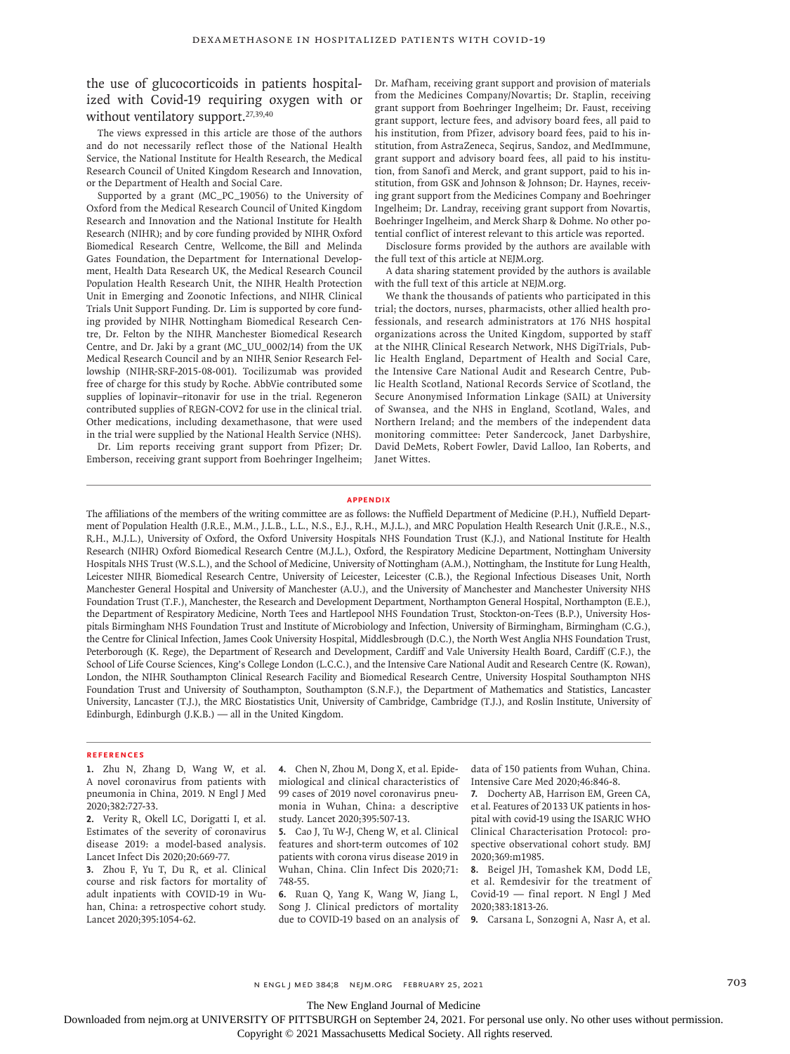the use of glucocorticoids in patients hospitalized with Covid-19 requiring oxygen with or without ventilatory support.[27,39,40]

The views expressed in this article are those of the authors and do not necessarily reflect those of the National Health Service, the National Institute for Health Research, the Medical Research Council of United Kingdom Research and Innovation, or the Department of Health and Social Care.

Supported by a grant (MC_PC_19056) to the University of Oxford from the Medical Research Council of United Kingdom Research and Innovation and the National Institute for Health Research (NIHR); and by core funding provided by NIHR Oxford Biomedical Research Centre, Wellcome, the Bill and Melinda Gates Foundation, the Department for International Development, Health Data Research UK, the Medical Research Council Population Health Research Unit, the NIHR Health Protection Unit in Emerging and Zoonotic Infections, and NIHR Clinical Trials Unit Support Funding. Dr. Lim is supported by core funding provided by NIHR Nottingham Biomedical Research Centre, Dr. Felton by the NIHR Manchester Biomedical Research Centre, and Dr. Jaki by a grant (MC_UU_0002/14) from the UK Medical Research Council and by an NIHR Senior Research Fellowship (NIHR-SRF-2015-08-001). Tocilizumab was provided free of charge for this study by Roche. AbbVie contributed some supplies of lopinavir–ritonavir for use in the trial. Regeneron contributed supplies of REGN-COV2 for use in the clinical trial. Other medications, including dexamethasone, that were used in the trial were supplied by the National Health Service (NHS).

Dr. Lim reports receiving grant support from Pfizer; Dr. Emberson, receiving grant support from Boehringer Ingelheim; Dr. Mafham, receiving grant support and provision of materials from the Medicines Company/Novartis; Dr. Staplin, receiving grant support from Boehringer Ingelheim; Dr. Faust, receiving grant support, lecture fees, and advisory board fees, all paid to his institution, from Pfizer, advisory board fees, paid to his institution, from AstraZeneca, Seqirus, Sandoz, and MedImmune, grant support and advisory board fees, all paid to his institution, from Sanofi and Merck, and grant support, paid to his institution, from GSK and Johnson & Johnson; Dr. Haynes, receiving grant support from the Medicines Company and Boehringer Ingelheim; Dr. Landray, receiving grant support from Novartis, Boehringer Ingelheim, and Merck Sharp & Dohme. No other potential conflict of interest relevant to this article was reported.

Disclosure forms provided by the authors are available with the full text of this article at NEJM.org.

A data sharing statement provided by the authors is available with the full text of this article at NEJM.org.

We thank the thousands of patients who participated in this trial; the doctors, nurses, pharmacists, other allied health professionals, and research administrators at 176 NHS hospital organizations across the United Kingdom, supported by staff at the NIHR Clinical Research Network, NHS DigiTrials, Public Health England, Department of Health and Social Care, the Intensive Care National Audit and Research Centre, Public Health Scotland, National Records Service of Scotland, the Secure Anonymised Information Linkage (SAIL) at University of Swansea, and the NHS in England, Scotland, Wales, and Northern Ireland; and the members of the independent data monitoring committee: Peter Sandercock, Janet Darbyshire, David DeMets, Robert Fowler, David Lalloo, Ian Roberts, and Janet Wittes.

## Appendix

The affiliations of the members of the writing committee are as follows: the Nuffield Department of Medicine (P.H.), Nuffield Department of Population Health (J.R.E., M.M., J.L.B., L.L., N.S., E.J., R.H., M.J.L.), and MRC Population Health Research Unit (J.R.E., N.S., R.H., M.J.L.), University of Oxford, the Oxford University Hospitals NHS Foundation Trust (K.J.), and National Institute for Health Research (NIHR) Oxford Biomedical Research Centre (M.J.L.), Oxford, the Respiratory Medicine Department, Nottingham University Hospitals NHS Trust (W.S.L.), and the School of Medicine, University of Nottingham (A.M.), Nottingham, the Institute for Lung Health, Leicester NIHR Biomedical Research Centre, University of Leicester, Leicester (C.B.), the Regional Infectious Diseases Unit, North Manchester General Hospital and University of Manchester (A.U.), and the University of Manchester and Manchester University NHS Foundation Trust (T.F.), Manchester, the Research and Development Department, Northampton General Hospital, Northampton (E.E.), the Department of Respiratory Medicine, North Tees and Hartlepool NHS Foundation Trust, Stockton-on-Tees (B.P.), University Hospitals Birmingham NHS Foundation Trust and Institute of Microbiology and Infection, University of Birmingham, Birmingham (C.G.), the Centre for Clinical Infection, James Cook University Hospital, Middlesbrough (D.C.), the North West Anglia NHS Foundation Trust, Peterborough (K. Rege), the Department of Research and Development, Cardiff and Vale University Health Board, Cardiff (C.F.), the School of Life Course Sciences, King's College London (L.C.C.), and the Intensive Care National Audit and Research Centre (K. Rowan), London, the NIHR Southampton Clinical Research Facility and Biomedical Research Centre, University Hospital Southampton NHS Foundation Trust and University of Southampton, Southampton (S.N.F.), the Department of Mathematics and Statistics, Lancaster University, Lancaster (T.J.), the MRC Biostatistics Unit, University of Cambridge, Cambridge (T.J.), and Roslin Institute, University of Edinburgh, Edinburgh (J.K.B.) — all in the United Kingdom.

## References

1. Zhu N, Zhang D, Wang W, et al. A novel coronavirus from patients with pneumonia in China, 2019. N Engl J Med 2020;382:727-33.
2. Verity R, Okell LC, Dorigatti I, et al. Estimates of the severity of coronavirus disease 2019: a model-based analysis. Lancet Infect Dis 2020;20:669-77.
3. Zhou F, Yu T, Du R, et al. Clinical course and risk factors for mortality of adult inpatients with COVID-19 in Wuhan, China: a retrospective cohort study. Lancet 2020;395:1054-62.
4. Chen N, Zhou M, Dong X, et al. Epidemiological and clinical characteristics of 99 cases of 2019 novel coronavirus pneumonia in Wuhan, China: a descriptive study. Lancet 2020;395:507-13.
5. Cao J, Tu W-J, Cheng W, et al. Clinical features and short-term outcomes of 102 patients with corona virus disease 2019 in Wuhan, China. Clin Infect Dis 2020;71:748-55.
6. Ruan Q, Yang K, Wang W, Jiang L, Song J. Clinical predictors of mortality due to COVID-19 based on an analysis of data of 150 patients from Wuhan, China. Intensive Care Med 2020;46:846-8.
7. Docherty AB, Harrison EM, Green CA, et al. Features of 20133 UK patients in hospital with covid-19 using the ISARIC WHO Clinical Characterisation Protocol: prospective observational cohort study. BMJ 2020;369:m1985.
8. Beigel JH, Tomashek KM, Dodd LE, et al. Remdesivir for the treatment of Covid-19 — final report. N Engl J Med 2020;383:1813-26.
9. Carsana L, Sonzogni A, Nasr A, et al.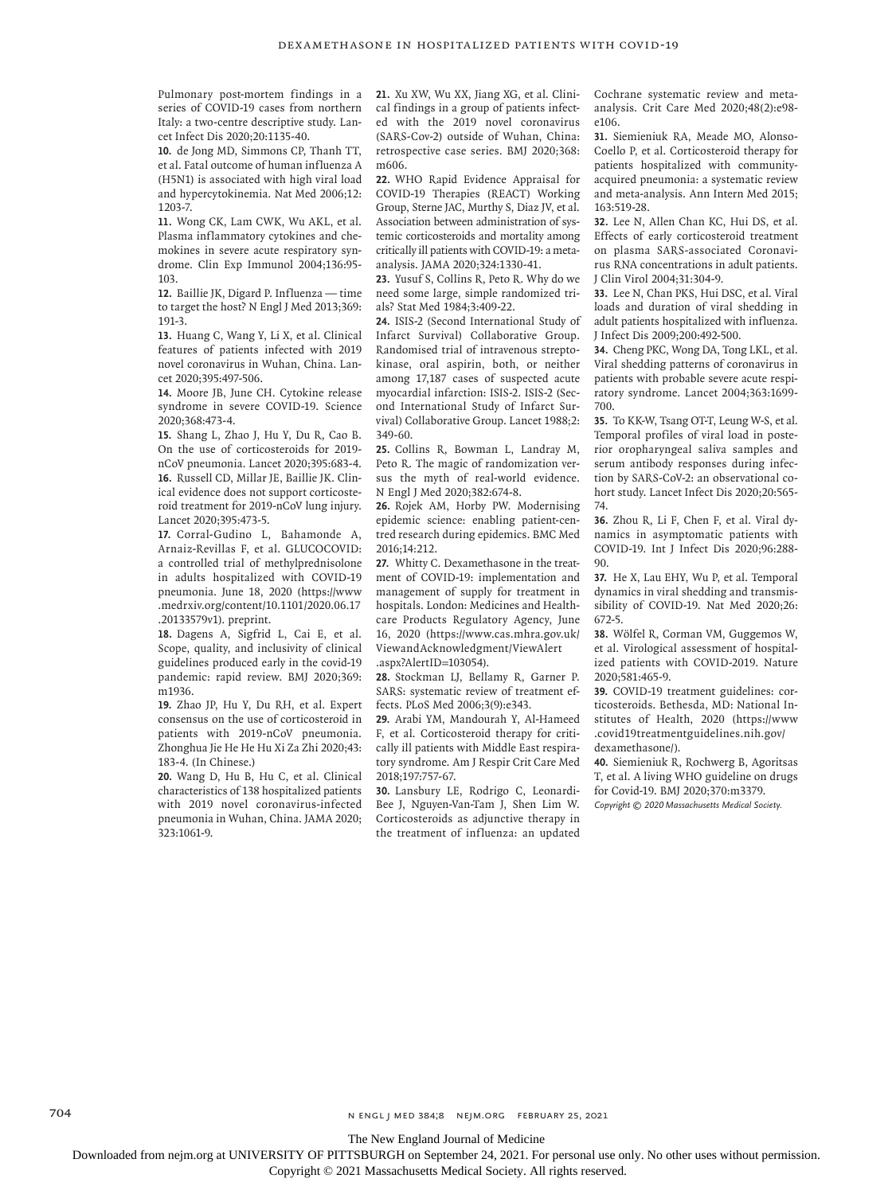Pulmonary post-mortem findings in a series of COVID-19 cases from northern Italy: a two-centre descriptive study. Lancet Infect Dis 2020;20:1135-40.

**10.** de Jong MD, Simmons CP, Thanh TT, et al. Fatal outcome of human influenza A (H5N1) is associated with high viral load and hypercytokinemia. Nat Med 2006;12:1203-7.

**11.** Wong CK, Lam CWK, Wu AKL, et al. Plasma inflammatory cytokines and chemokines in severe acute respiratory syndrome. Clin Exp Immunol 2004;136:95-103.

**12.** Baillie JK, Digard P. Influenza — time to target the host? N Engl J Med 2013;369:191-3.

**13.** Huang C, Wang Y, Li X, et al. Clinical features of patients infected with 2019 novel coronavirus in Wuhan, China. Lancet 2020;395:497-506.

**14.** Moore JB, June CH. Cytokine release syndrome in severe COVID-19. Science 2020;368:473-4.

**15.** Shang L, Zhao J, Hu Y, Du R, Cao B. On the use of corticosteroids for 2019-nCoV pneumonia. Lancet 2020;395:683-4.

**16.** Russell CD, Millar JE, Baillie JK. Clinical evidence does not support corticosteroid treatment for 2019-nCoV lung injury. Lancet 2020;395:473-5.

**17.** Corral-Gudino L, Bahamonde A, Arnaiz-Revillas F, et al. GLUCOCOVID: a controlled trial of methylprednisolone in adults hospitalized with COVID-19 pneumonia. June 18, 2020 (https://www.medrxiv.org/content/10.1101/2020.06.17.20133579v1). preprint.

**18.** Dagens A, Sigfrid L, Cai E, et al. Scope, quality, and inclusivity of clinical guidelines produced early in the covid-19 pandemic: rapid review. BMJ 2020;369:m1936.

**19.** Zhao JP, Hu Y, Du RH, et al. Expert consensus on the use of corticosteroid in patients with 2019-nCoV pneumonia. Zhonghua Jie He He Hu Xi Za Zhi 2020;43:183-4. (In Chinese.)

**20.** Wang D, Hu B, Hu C, et al. Clinical characteristics of 138 hospitalized patients with 2019 novel coronavirus-infected pneumonia in Wuhan, China. JAMA 2020;323:1061-9.

**21.** Xu XW, Wu XX, Jiang XG, et al. Clinical findings in a group of patients infected with the 2019 novel coronavirus (SARS-Cov-2) outside of Wuhan, China: retrospective case series. BMJ 2020;368:m606.

**22.** WHO Rapid Evidence Appraisal for COVID-19 Therapies (REACT) Working Group, Sterne JAC, Murthy S, Diaz JV, et al. Association between administration of systemic corticosteroids and mortality among critically ill patients with COVID-19: a meta-analysis. JAMA 2020;324:1330-41.

**23.** Yusuf S, Collins R, Peto R. Why do we need some large, simple randomized trials? Stat Med 1984;3:409-22.

**24.** ISIS-2 (Second International Study of Infarct Survival) Collaborative Group. Randomised trial of intravenous streptokinase, oral aspirin, both, or neither among 17,187 cases of suspected acute myocardial infarction: ISIS-2. ISIS-2 (Second International Study of Infarct Survival) Collaborative Group. Lancet 1988;2:349-60.

**25.** Collins R, Bowman L, Landray M, Peto R. The magic of randomization versus the myth of real-world evidence. N Engl J Med 2020;382:674-8.

**26.** Rojek AM, Horby PW. Modernising epidemic science: enabling patient-centred research during epidemics. BMC Med 2016;14:212.

**27.** Whitty C. Dexamethasone in the treatment of COVID-19: implementation and management of supply for treatment in hospitals. London: Medicines and Healthcare Products Regulatory Agency, June 16, 2020 (https://www.cas.mhra.gov.uk/ViewandAcknowledgment/ViewAlert.aspx?AlertID=103054).

**28.** Stockman LJ, Bellamy R, Garner P. SARS: systematic review of treatment effects. PLoS Med 2006;3(9):e343.

**29.** Arabi YM, Mandourah Y, Al-Hameed F, et al. Corticosteroid therapy for critically ill patients with Middle East respiratory syndrome. Am J Respir Crit Care Med 2018;197:757-67.

**30.** Lansbury LE, Rodrigo C, Leonardi-Bee J, Nguyen-Van-Tam J, Shen Lim W. Corticosteroids as adjunctive therapy in the treatment of influenza: an updated Cochrane systematic review and meta-analysis. Crit Care Med 2020;48(2):e98-e106.

**31.** Siemieniuk RA, Meade MO, Alonso-Coello P, et al. Corticosteroid therapy for patients hospitalized with community-acquired pneumonia: a systematic review and meta-analysis. Ann Intern Med 2015;163:519-28.

**32.** Lee N, Allen Chan KC, Hui DS, et al. Effects of early corticosteroid treatment on plasma SARS-associated Coronavirus RNA concentrations in adult patients. J Clin Virol 2004;31:304-9.

**33.** Lee N, Chan PKS, Hui DSC, et al. Viral loads and duration of viral shedding in adult patients hospitalized with influenza. J Infect Dis 2009;200:492-500.

**34.** Cheng PKC, Wong DA, Tong LKL, et al. Viral shedding patterns of coronavirus in patients with probable severe acute respiratory syndrome. Lancet 2004;363:1699-700.

**35.** To KK-W, Tsang OT-T, Leung W-S, et al. Temporal profiles of viral load in posterior oropharyngeal saliva samples and serum antibody responses during infection by SARS-CoV-2: an observational cohort study. Lancet Infect Dis 2020;20:565-74.

**36.** Zhou R, Li F, Chen F, et al. Viral dynamics in asymptomatic patients with COVID-19. Int J Infect Dis 2020;96:288-90.

**37.** He X, Lau EHY, Wu P, et al. Temporal dynamics in viral shedding and transmissibility of COVID-19. Nat Med 2020;26:672-5.

**38.** Wölfel R, Corman VM, Guggemos W, et al. Virological assessment of hospitalized patients with COVID-2019. Nature 2020;581:465-9.

**39.** COVID-19 treatment guidelines: corticosteroids. Bethesda, MD: National Institutes of Health, 2020 (https://www.covid19treatmentguidelines.nih.gov/dexamethasone/).

**40.** Siemieniuk R, Rochwerg B, Agoritsas T, et al. A living WHO guideline on drugs for Covid-19. BMJ 2020;370:m3379.

*Copyright © 2020 Massachusetts Medical Society.*